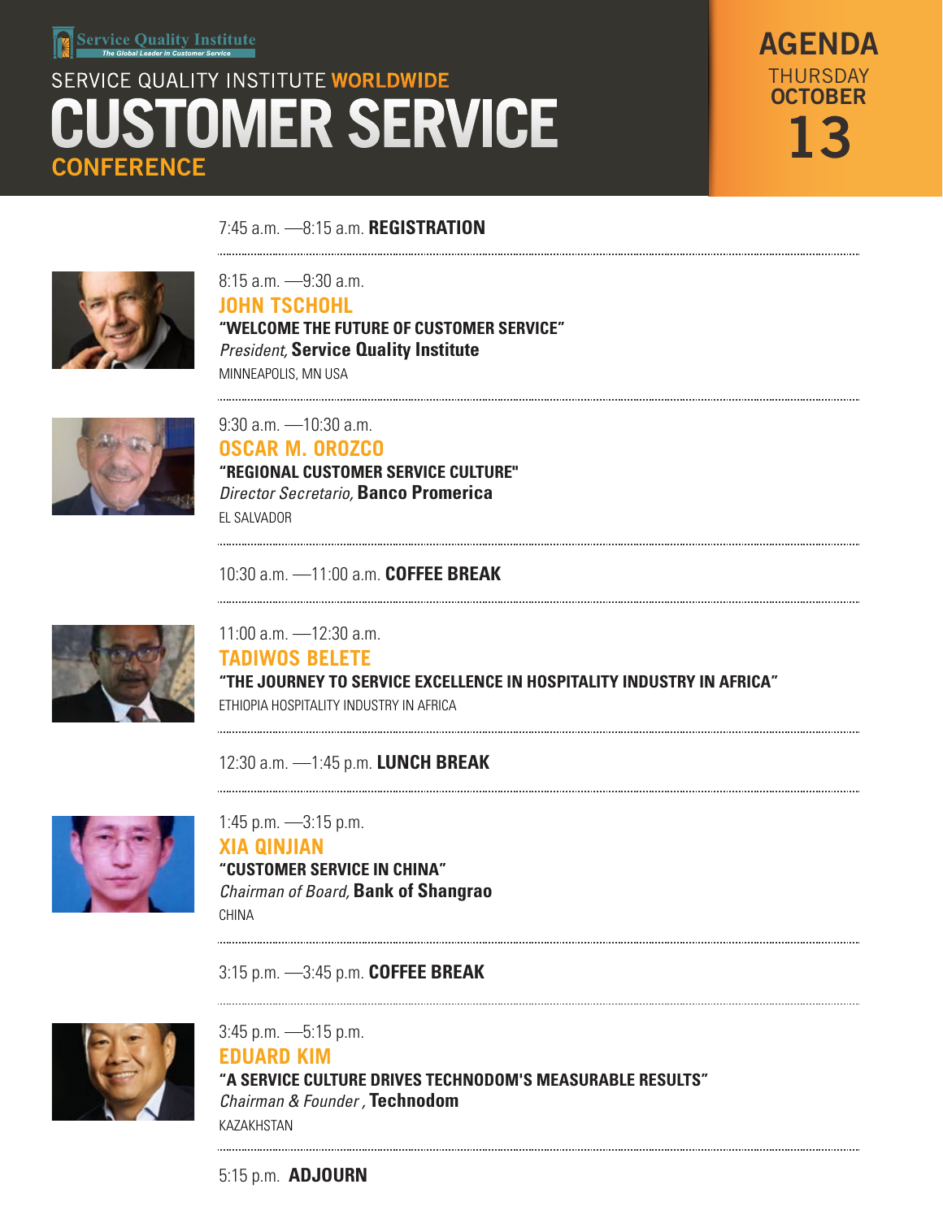Service Quality Institute
The Global Leader in Customer Service

SERVICE QUALITY INSTITUTE **WORLDWIDE**

# CUSTOMER SERVICE CONFERENCE

## AGENDA
THURSDAY **OCTOBER 13**

7:45 a.m. —8:15 a.m. **REGISTRATION**

---

8:15 a.m. —9:30 a.m.
### JOHN TSCHOHL
**"WELCOME THE FUTURE OF CUSTOMER SERVICE"**
*President,* **Service Quality Institute**
MINNEAPOLIS, MN USA

---

9:30 a.m. —10:30 a.m.
### OSCAR M. OROZCO
**"REGIONAL CUSTOMER SERVICE CULTURE"**
*Director Secretario,* **Banco Promerica**
EL SALVADOR

---

10:30 a.m. —11:00 a.m. **COFFEE BREAK**

---

11:00 a.m. —12:30 a.m.
### TADIWOS BELETE
**"THE JOURNEY TO SERVICE EXCELLENCE IN HOSPITALITY INDUSTRY IN AFRICA"**
ETHIOPIA HOSPITALITY INDUSTRY IN AFRICA

---

12:30 a.m. —1:45 p.m. **LUNCH BREAK**

---

1:45 p.m. —3:15 p.m.
### XIA QINJIAN
**"CUSTOMER SERVICE IN CHINA"**
*Chairman of Board,* **Bank of Shangrao**
CHINA

---

3:15 p.m. —3:45 p.m. **COFFEE BREAK**

---

3:45 p.m. —5:15 p.m.
### EDUARD KIM
**"A SERVICE CULTURE DRIVES TECHNODOM'S MEASURABLE RESULTS"**
*Chairman & Founder ,* **Technodom**
KAZAKHSTAN

---

5:15 p.m. **ADJOURN**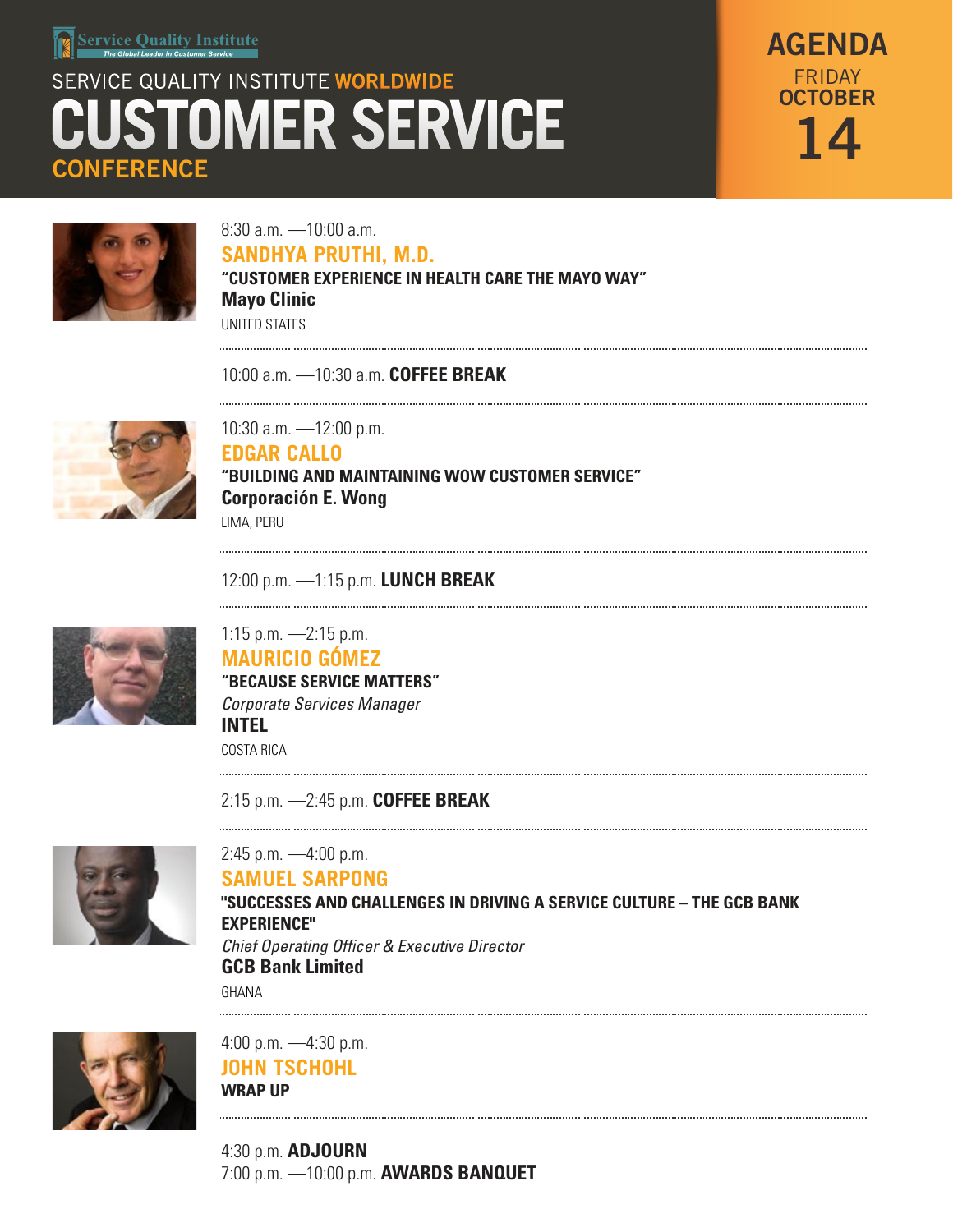Service Quality Institute
*The Global Leader in Customer Service*

SERVICE QUALITY INSTITUTE **WORLDWIDE**

# CUSTOMER SERVICE CONFERENCE

## AGENDA
FRIDAY
**OCTOBER**
**14**

8:30 a.m. —10:00 a.m.

### SANDHYA PRUTHI, M.D.
**"CUSTOMER EXPERIENCE IN HEALTH CARE THE MAYO WAY"**
**Mayo Clinic**
UNITED STATES

---

10:00 a.m. —10:30 a.m. **COFFEE BREAK**

---

10:30 a.m. —12:00 p.m.

### EDGAR CALLO
**"BUILDING AND MAINTAINING WOW CUSTOMER SERVICE"**
**Corporación E. Wong**
LIMA, PERU

---

12:00 p.m. —1:15 p.m. **LUNCH BREAK**

---

1:15 p.m. —2:15 p.m.

### MAURICIO GÓMEZ
**"BECAUSE SERVICE MATTERS"**
*Corporate Services Manager*
**INTEL**
COSTA RICA

---

2:15 p.m. —2:45 p.m. **COFFEE BREAK**

---

2:45 p.m. —4:00 p.m.

### SAMUEL SARPONG
**"SUCCESSES AND CHALLENGES IN DRIVING A SERVICE CULTURE – THE GCB BANK EXPERIENCE"**
*Chief Operating Officer & Executive Director*
**GCB Bank Limited**
GHANA

---

4:00 p.m. —4:30 p.m.

### JOHN TSCHOHL
**WRAP UP**

---

4:30 p.m. **ADJOURN**
7:00 p.m. —10:00 p.m. **AWARDS BANQUET**